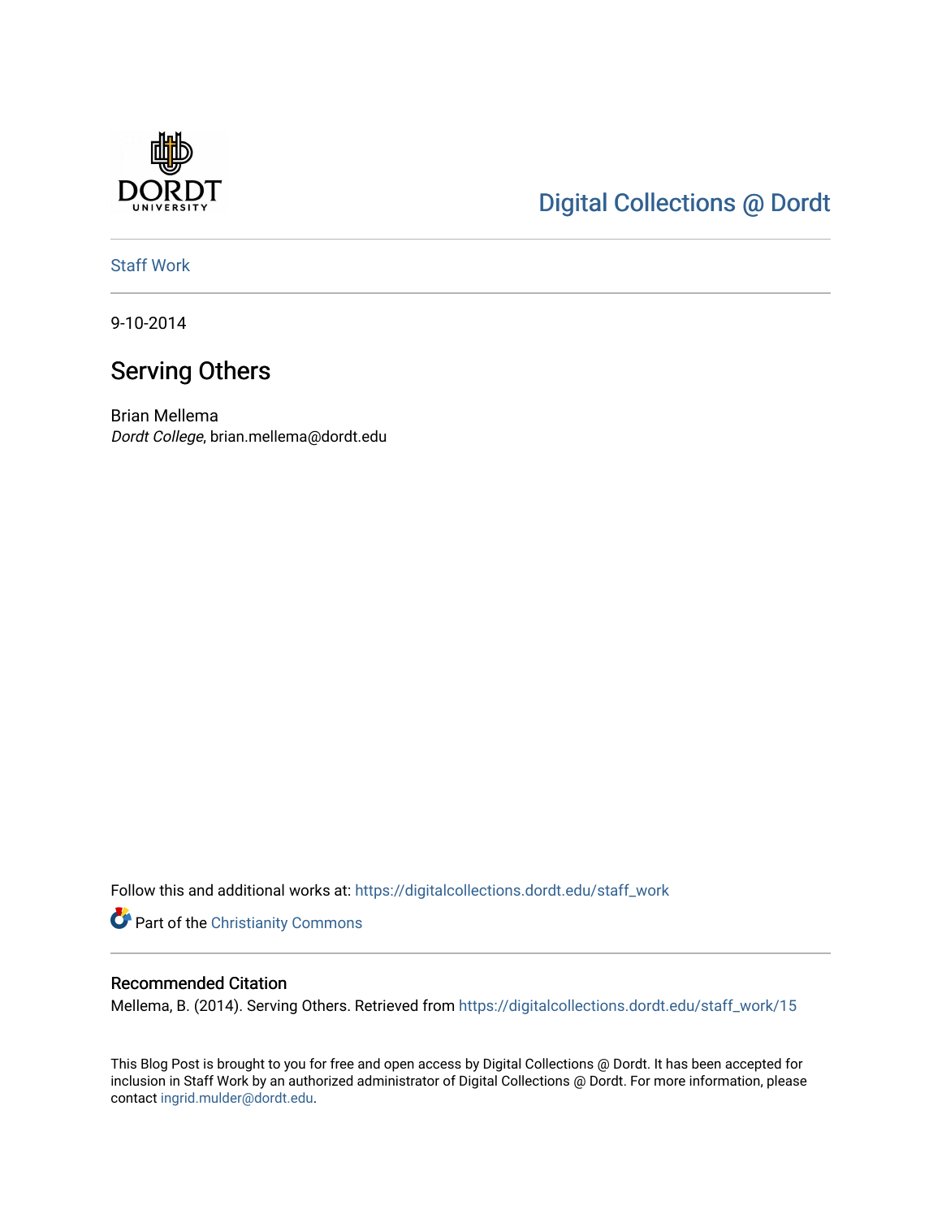Digital Collections @ Dordt

Staff Work

9-10-2014

# Serving Others

Brian Mellema
*Dordt College*, brian.mellema@dordt.edu

Follow this and additional works at: https://digitalcollections.dordt.edu/staff_work

Part of the Christianity Commons

## Recommended Citation

Mellema, B. (2014). Serving Others. Retrieved from https://digitalcollections.dordt.edu/staff_work/15

This Blog Post is brought to you for free and open access by Digital Collections @ Dordt. It has been accepted for inclusion in Staff Work by an authorized administrator of Digital Collections @ Dordt. For more information, please contact ingrid.mulder@dordt.edu.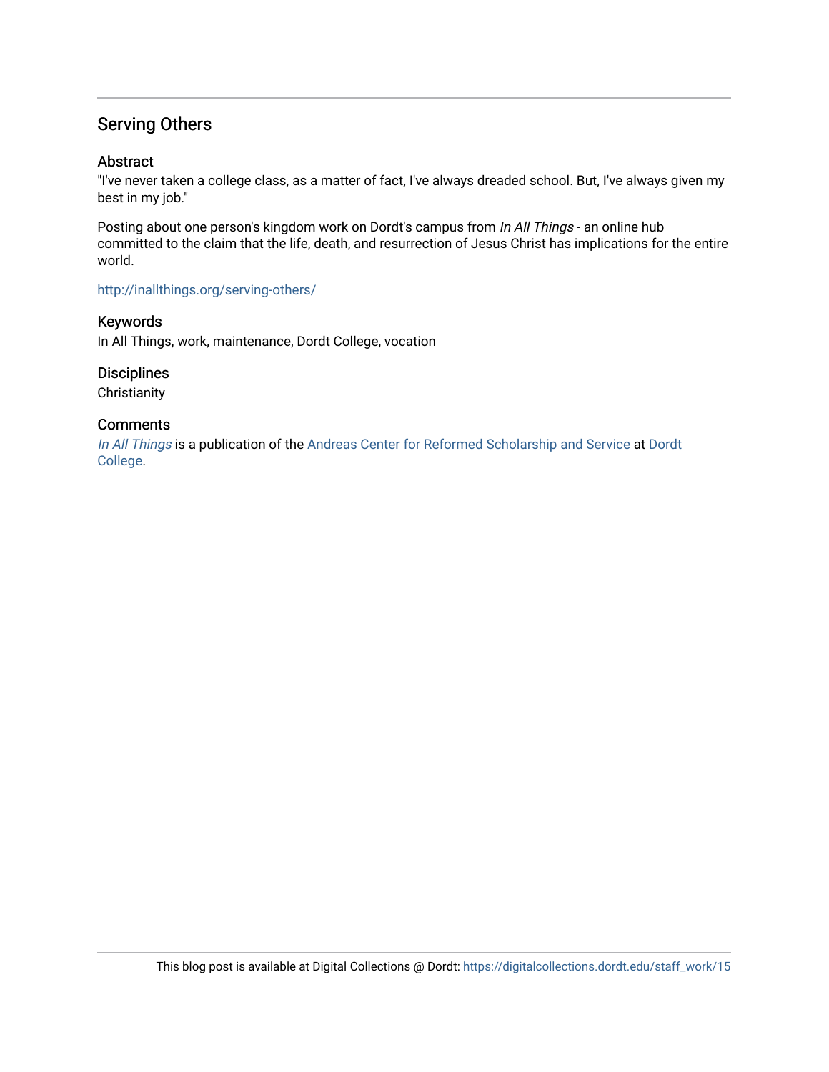## Serving Others

### Abstract

"I've never taken a college class, as a matter of fact, I've always dreaded school. But, I've always given my best in my job."

Posting about one person's kingdom work on Dordt's campus from *In All Things* - an online hub committed to the claim that the life, death, and resurrection of Jesus Christ has implications for the entire world.

http://inallthings.org/serving-others/

### Keywords

In All Things, work, maintenance, Dordt College, vocation

### Disciplines

Christianity

### Comments

*In All Things* is a publication of the Andreas Center for Reformed Scholarship and Service at Dordt College.

This blog post is available at Digital Collections @ Dordt: https://digitalcollections.dordt.edu/staff_work/15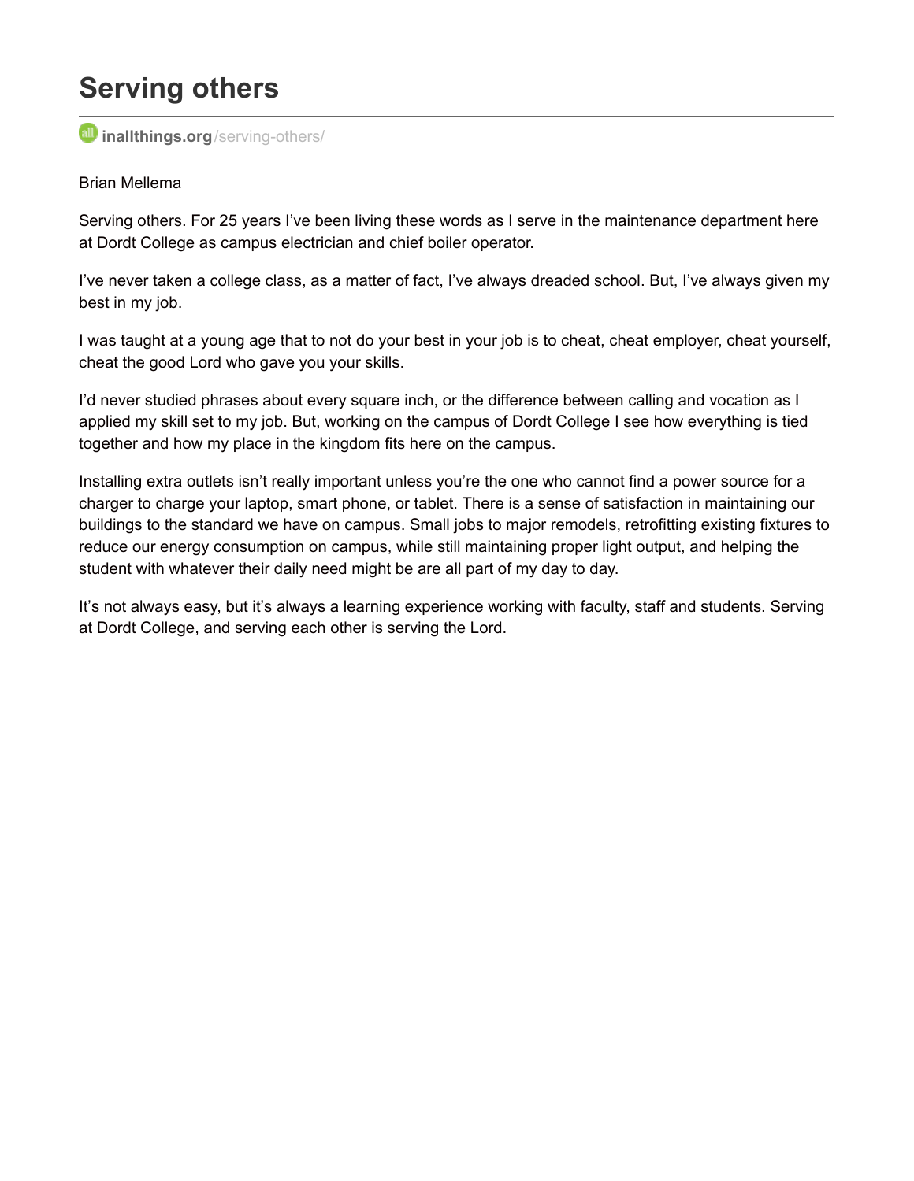# Serving others

inallthings.org/serving-others/

Brian Mellema

Serving others. For 25 years I've been living these words as I serve in the maintenance department here at Dordt College as campus electrician and chief boiler operator.

I've never taken a college class, as a matter of fact, I've always dreaded school. But, I've always given my best in my job.

I was taught at a young age that to not do your best in your job is to cheat, cheat employer, cheat yourself, cheat the good Lord who gave you your skills.

I'd never studied phrases about every square inch, or the difference between calling and vocation as I applied my skill set to my job. But, working on the campus of Dordt College I see how everything is tied together and how my place in the kingdom fits here on the campus.

Installing extra outlets isn't really important unless you're the one who cannot find a power source for a charger to charge your laptop, smart phone, or tablet. There is a sense of satisfaction in maintaining our buildings to the standard we have on campus. Small jobs to major remodels, retrofitting existing fixtures to reduce our energy consumption on campus, while still maintaining proper light output, and helping the student with whatever their daily need might be are all part of my day to day.

It's not always easy, but it's always a learning experience working with faculty, staff and students. Serving at Dordt College, and serving each other is serving the Lord.